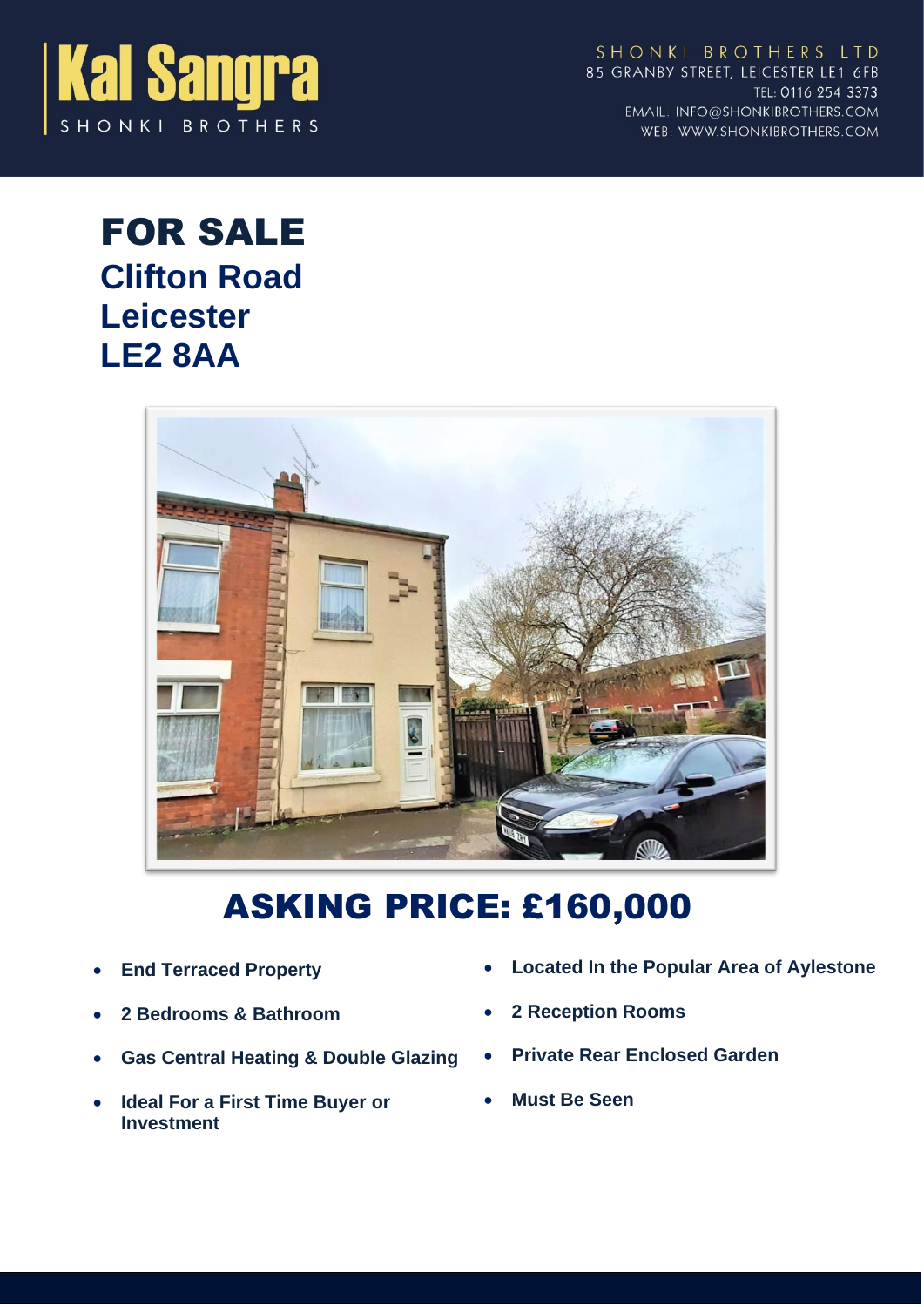# Kal Sangra

SHONKI BROTHERS

SHONKI BROTHERS LTD
85 GRANBY STREET, LEICESTER LE1 6FB
TEL: 0116 254 3373
EMAIL: INFO@SHONKIBROTHERS.COM
WEB: WWW.SHONKIBROTHERS.COM

# FOR SALE

## Clifton Road
## Leicester
## LE2 8AA

# ASKING PRICE: £160,000

- **End Terraced Property**
- **2 Bedrooms & Bathroom**
- **Gas Central Heating & Double Glazing**
- **Ideal For a First Time Buyer or Investment**
- **Located In the Popular Area of Aylestone**
- **2 Reception Rooms**
- **Private Rear Enclosed Garden**
- **Must Be Seen**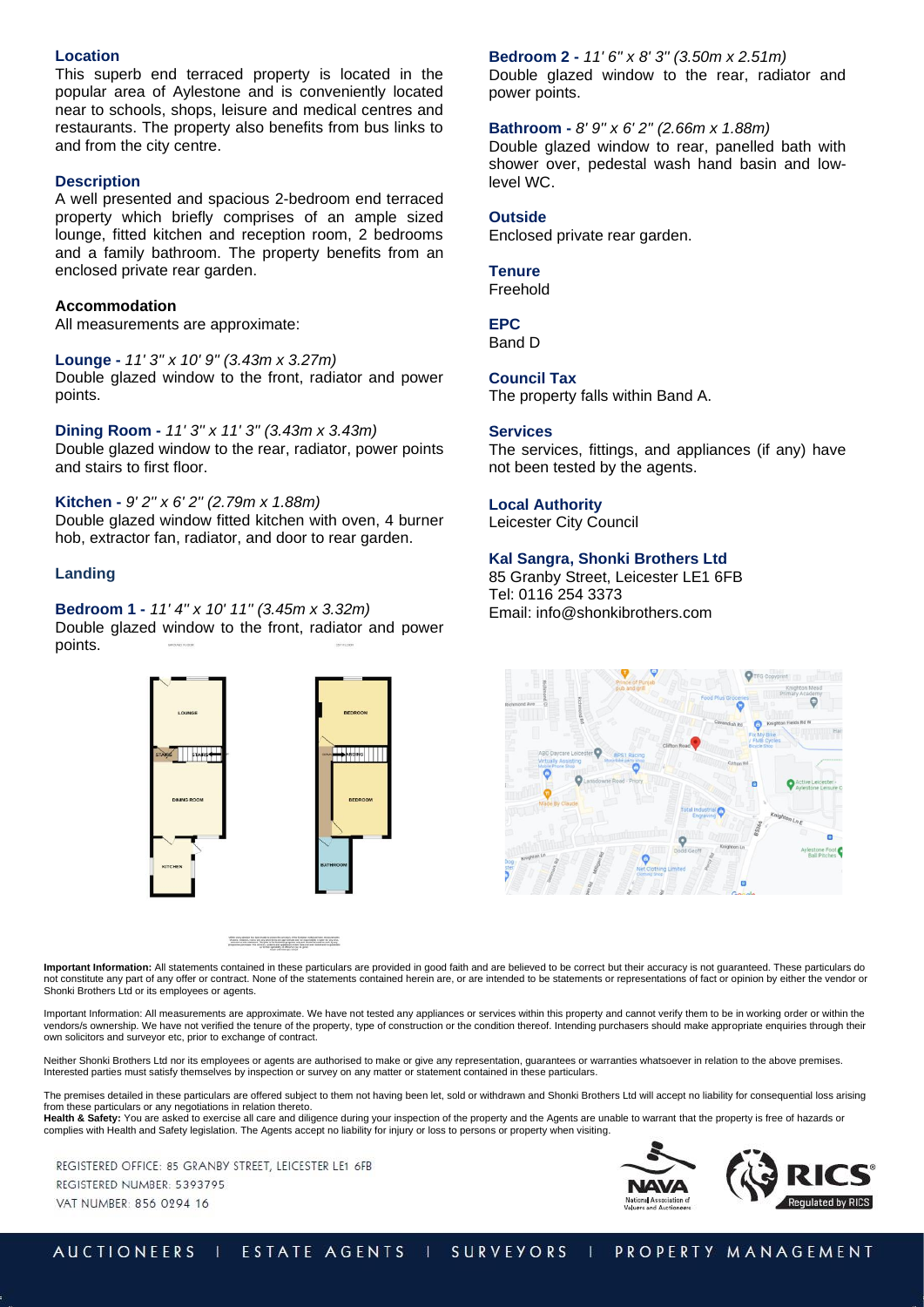### Location

This superb end terraced property is located in the popular area of Aylestone and is conveniently located near to schools, shops, leisure and medical centres and restaurants. The property also benefits from bus links to and from the city centre.

### Description

A well presented and spacious 2-bedroom end terraced property which briefly comprises of an ample sized lounge, fitted kitchen and reception room, 2 bedrooms and a family bathroom. The property benefits from an enclosed private rear garden.

**Accommodation**

All measurements are approximate:

**Lounge -** *11' 3" x 10' 9" (3.43m x 3.27m)*
Double glazed window to the front, radiator and power points.

**Dining Room -** *11' 3" x 11' 3" (3.43m x 3.43m)*
Double glazed window to the rear, radiator, power points and stairs to first floor.

**Kitchen -** *9' 2" x 6' 2" (2.79m x 1.88m)*
Double glazed window fitted kitchen with oven, 4 burner hob, extractor fan, radiator, and door to rear garden.

**Landing**

**Bedroom 1 -** *11' 4" x 10' 11" (3.45m x 3.32m)*
Double glazed window to the front, radiator and power points.

**Bedroom 2 -** *11' 6" x 8' 3" (3.50m x 2.51m)*
Double glazed window to the rear, radiator and power points.

**Bathroom -** *8' 9" x 6' 2" (2.66m x 1.88m)*
Double glazed window to rear, panelled bath with shower over, pedestal wash hand basin and low-level WC.

**Outside**
Enclosed private rear garden.

**Tenure**
Freehold

**EPC**
Band D

**Council Tax**
The property falls within Band A.

**Services**
The services, fittings, and appliances (if any) have not been tested by the agents.

**Local Authority**
Leicester City Council

**Kal Sangra, Shonki Brothers Ltd**
85 Granby Street, Leicester LE1 6FB
Tel: 0116 254 3373
Email: info@shonkibrothers.com

LOUNGE
STAIRS
DINING ROOM
KITCHEN
BEDROOM
BEDROOM
BATHROOM

**Important Information:** All statements contained in these particulars are provided in good faith and are believed to be correct but their accuracy is not guaranteed. These particulars do not constitute any part of any offer or contract. None of the statements contained herein are, or are intended to be statements or representations of fact or opinion by either the vendor or Shonki Brothers Ltd or its employees or agents.

Important Information: All measurements are approximate. We have not tested any appliances or services within this property and cannot verify them to be in working order or within the vendors/s ownership. We have not verified the tenure of the property, type of construction or the condition thereof. Intending purchasers should make appropriate enquiries through their own solicitors and surveyor etc, prior to exchange of contract.

Neither Shonki Brothers Ltd nor its employees or agents are authorised to make or give any representation, guarantees or warranties whatsoever in relation to the above premises. Interested parties must satisfy themselves by inspection or survey on any matter or statement contained in these particulars.

The premises detailed in these particulars are offered subject to them not having been let, sold or withdrawn and Shonki Brothers Ltd will accept no liability for consequential loss arising from these particulars or any negotiations in relation thereto.
**Health & Safety:** You are asked to exercise all care and diligence during your inspection of the property and the Agents are unable to warrant that the property is free of hazards or complies with Health and Safety legislation. The Agents accept no liability for injury or loss to persons or property when visiting.

REGISTERED OFFICE: 85 GRANBY STREET, LEICESTER LE1 6FB
REGISTERED NUMBER: 5393795
VAT NUMBER: 856 0294 16

NAVA National Association of Valuers and Auctioneers

RICS Regulated by RICS

AUCTIONEERS | ESTATE AGENTS | SURVEYORS | PROPERTY MANAGEMENT